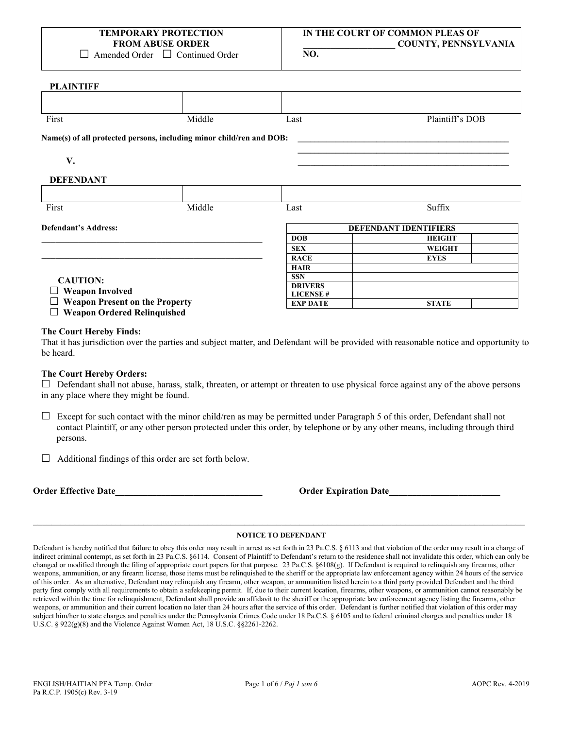| **TEMPORARY PROTECTION FROM ABUSE ORDER** ☐ Amended Order ☐ Continued Order | **IN THE COURT OF COMMON PLEAS OF ___________________ COUNTY, PENNSYLVANIA** **NO.** |
|---|---|

**PLAINTIFF**

| | | | |
|---|---|---|---|
| First | Middle | Last | Plaintiff's DOB |

**Name(s) of all protected persons, including minor child/ren and DOB:** ______________________________________________

______________________________________________

**V.** ______________________________________________

**DEFENDANT**

| | | | |
|---|---|---|---|
| First | Middle | Last | Suffix |

**Defendant's Address:**

______________________________________________

______________________________________________

| **DEFENDANT IDENTIFIERS** | | | |
|---|---|---|---|
| **DOB** | | **HEIGHT** | |
| **SEX** | | **WEIGHT** | |
| **RACE** | | **EYES** | |
| **HAIR** | | | |
| **SSN** | | | |
| **DRIVERS LICENSE #** | | | |
| **EXP DATE** | | **STATE** | |

**CAUTION:**
- ☐ **Weapon Involved**
- ☐ **Weapon Present on the Property**
- ☐ **Weapon Ordered Relinquished**

**The Court Hereby Finds:**
That it has jurisdiction over the parties and subject matter, and Defendant will be provided with reasonable notice and opportunity to be heard.

**The Court Hereby Orders:**

☐ Defendant shall not abuse, harass, stalk, threaten, or attempt or threaten to use physical force against any of the above persons in any place where they might be found.

☐ Except for such contact with the minor child/ren as may be permitted under Paragraph 5 of this order, Defendant shall not contact Plaintiff, or any other person protected under this order, by telephone or by any other means, including through third persons.

☐ Additional findings of this order are set forth below.

**Order Effective Date**_______________________________ **Order Expiration Date**________________________

**NOTICE TO DEFENDANT**

Defendant is hereby notified that failure to obey this order may result in arrest as set forth in 23 Pa.C.S. § 6113 and that violation of the order may result in a charge of indirect criminal contempt, as set forth in 23 Pa.C.S. §6114. Consent of Plaintiff to Defendant's return to the residence shall not invalidate this order, which can only be changed or modified through the filing of appropriate court papers for that purpose. 23 Pa.C.S. §6108(g). If Defendant is required to relinquish any firearms, other weapons, ammunition, or any firearm license, those items must be relinquished to the sheriff or the appropriate law enforcement agency within 24 hours of the service of this order. As an alternative, Defendant may relinquish any firearm, other weapon, or ammunition listed herein to a third party provided Defendant and the third party first comply with all requirements to obtain a safekeeping permit. If, due to their current location, firearms, other weapons, or ammunition cannot reasonably be retrieved within the time for relinquishment, Defendant shall provide an affidavit to the sheriff or the appropriate law enforcement agency listing the firearms, other weapons, or ammunition and their current location no later than 24 hours after the service of this order. Defendant is further notified that violation of this order may subject him/her to state charges and penalties under the Pennsylvania Crimes Code under 18 Pa.C.S. § 6105 and to federal criminal charges and penalties under 18 U.S.C. § 922(g)(8) and the Violence Against Women Act, 18 U.S.C. §§2261-2262.

ENGLISH/HAITIAN PFA Temp. Order
Pa R.C.P. 1905(c) Rev. 3-19
AOPC Rev. 4-2019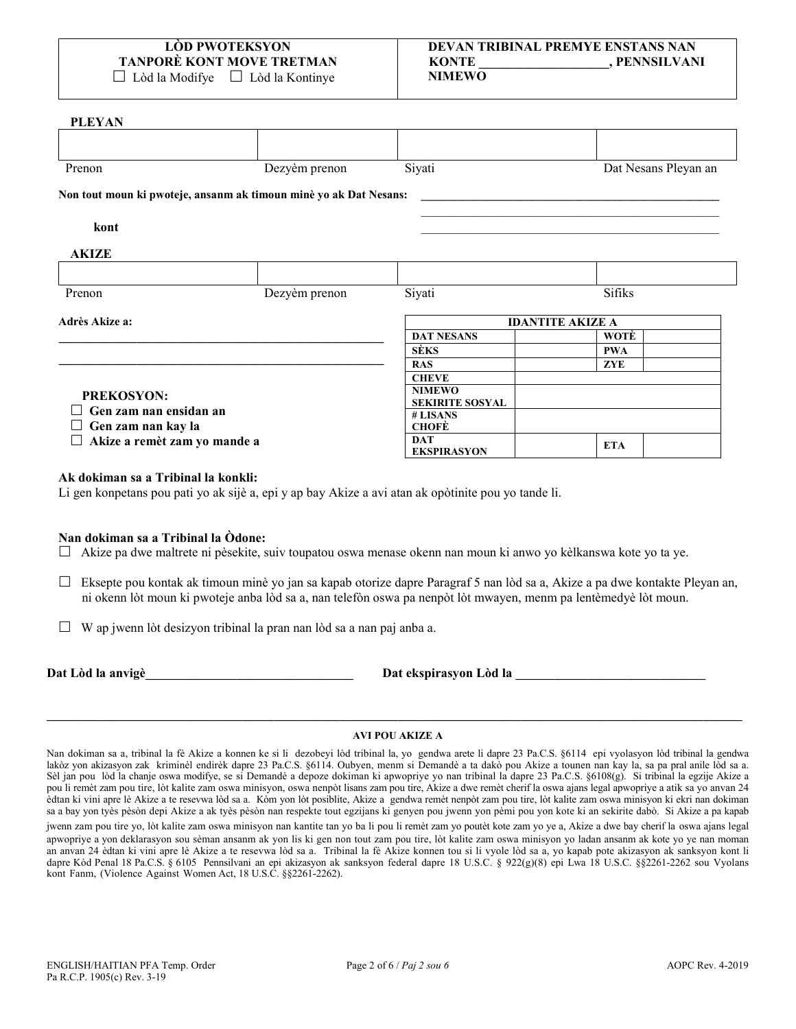| LÒD PWOTEKSYON TANPORÈ KONT MOVE TRETMAN ☐ Lòd la Modifye ☐ Lòd la Kontinye | DEVAN TRIBINAL PREMYE ENSTANS NAN KONTE ____________________, PENNSILVANI NIMEWO |
|---|---|

**PLEYAN**

| | | | |
|---|---|---|---|
| Prenon | Dezyèm prenon | Siyati | Dat Nesans Pleyan an |

**Non tout moun ki pwoteje, ansanm ak timoun minè yo ak Dat Nesans:** ____________________________________________

____________________________________________

**kont** ____________________________________________

**AKIZE**

| | | | |
|---|---|---|---|
| Prenon | Dezyèm prenon | Siyati | Sifiks |

**Adrès Akize a:**

____________________________________________

____________________________________________

**PREKOSYON:**

- ☐ **Gen zam nan ensidan an**
- ☐ **Gen zam nan kay la**
- ☐ **Akize a remèt zam yo mande a**

| IDANTITE AKIZE A | | | |
|---|---|---|---|
| DAT NESANS | | WOTÈ | |
| SÈKS | | PWA | |
| RAS | | ZYE | |
| CHEVE | | | |
| NIMEWO SEKIRITE SOSYAL | | | |
| # LISANS CHOFÈ | | | |
| DAT EKSPIRASYON | | ETA | |

**Ak dokiman sa a Tribinal la konkli:**
Li gen konpetans pou pati yo ak sijè a, epi y ap bay Akize a avi atan ak opòtinite pou yo tande li.

**Nan dokiman sa a Tribinal la Òdone:**

☐ Akize pa dwe maltrete ni pèsekite, suiv toupatou oswa menase okenn nan moun ki anwo yo kèlkanswa kote yo ta ye.

☐ Eksepte pou kontak ak timoun minè yo jan sa kapab otorize dapre Paragraf 5 nan lòd sa a, Akize a pa dwe kontakte Pleyan an, ni okenn lòt moun ki pwoteje anba lòd sa a, nan telefòn oswa pa nenpòt lòt mwayen, menm pa lentèmedyè lòt moun.

☐ W ap jwenn lòt desizyon tribinal la pran nan lòd sa a nan paj anba a.

**Dat Lòd la anvigè**________________________________ **Dat ekspirasyon Lòd la** ______________________________

---

**AVI POU AKIZE A**

Nan dokiman sa a, tribinal la fè Akize a konnen ke si li dezobeyi lòd tribinal la, yo gendwa arete li dapre 23 Pa.C.S. §6114 epi vyolasyon lòd tribinal la gendwa lakòz yon akizasyon zak kriminèl endirèk dapre 23 Pa.C.S. §6114. Oubyen, menm si Demandè a ta dakò pou Akize a tounen nan kay la, sa pa pral anile lòd sa a. Sèl jan pou lòd la chanje oswa modifye, se si Demandè a depoze dokiman ki apwopriye yo nan tribinal la dapre 23 Pa.C.S. §6108(g). Si tribinal la egzije Akize a pou li remèt zam pou tire, lòt kalite zam oswa minisyon, oswa nenpòt lisans zam pou tire, Akize a dwe remèt cherif la oswa ajans legal apwopriye a atik sa yo anvan 24 èdtan ki vini apre lè Akize a te resevwa lòd sa a. Kòm yon lòt posiblite, Akize a gendwa remèt nenpòt zam pou tire, lòt kalite zam oswa minisyon ki ekri nan dokiman sa a bay yon tyès pèsòn depi Akize a ak tyès pèsòn nan respekte tout egzijans ki genyen pou jwenn yon pèmi pou yon kote ki an sekirite dabò. Si Akize a pa kapab jwenn zam pou tire yo, lòt kalite zam oswa minisyon nan kantite tan yo ba li pou li remèt zam yo poutèt kote zam yo ye a, Akize a dwe bay cherif la oswa ajans legal apwopriye a yon deklarasyon sou sèman ansanm ak yon lis ki gen non tout zam pou tire, lòt kalite zam oswa minisyon yo ladan ansanm ak kote yo ye nan moman an anvan 24 èdtan ki vini apre lè Akize a te resevwa lòd sa a. Tribinal la fè Akize konnen tou si li vyole lòd sa a, yo kapab pote akizasyon ak sanksyon kont li dapre Kòd Penal 18 Pa.C.S. § 6105 Pennsilvani an epi akizasyon ak sanksyon federal dapre 18 U.S.C. § 922(g)(8) epi Lwa 18 U.S.C. §§2261-2262 sou Vyolans kont Fanm, (Violence Against Women Act, 18 U.S.C. §§2261-2262).

ENGLISH/HAITIAN PFA Temp. Order
Pa R.C.P. 1905(c) Rev. 3-19
AOPC Rev. 4-2019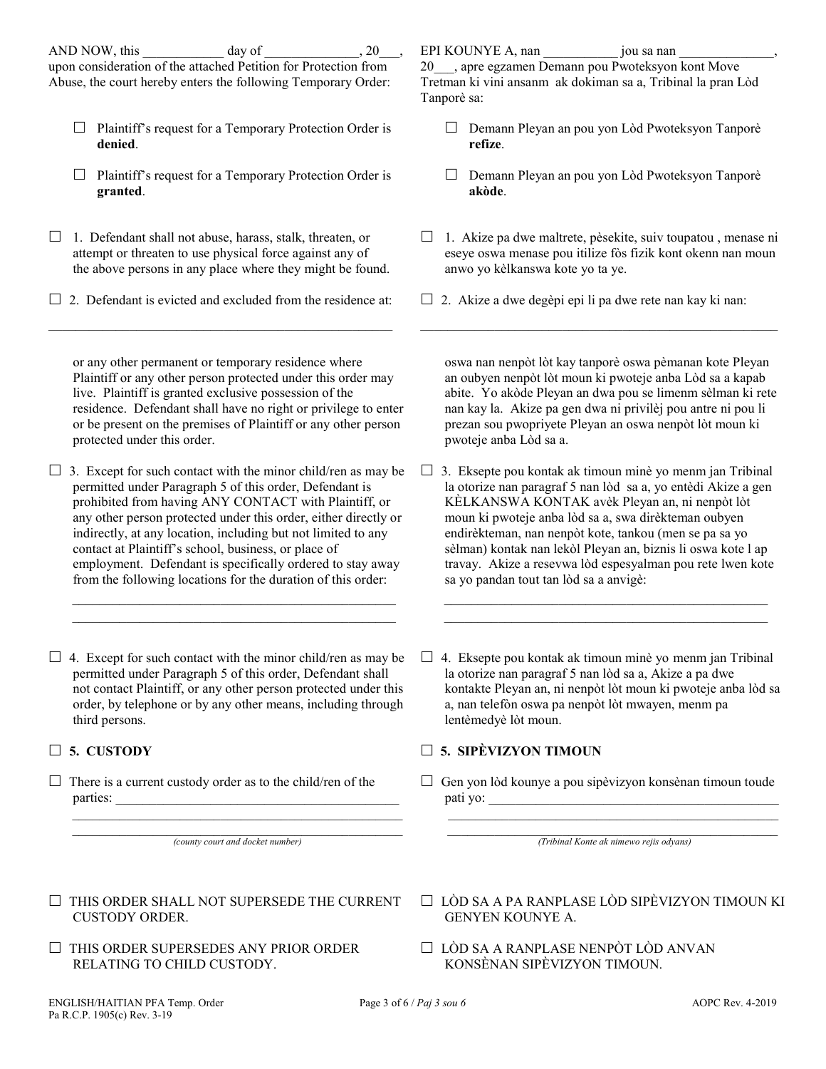AND NOW, this ____________ day of ______________, 20___, upon consideration of the attached Petition for Protection from Abuse, the court hereby enters the following Temporary Order:

EPI KOUNYE A, nan ___________ jou sa nan ______________, 20___, apre egzamen Demann pou Pwoteksyon kont Move Tretman ki vini ansanm ak dokiman sa a, Tribinal la pran Lòd Tanporè sa:

☐ Plaintiff's request for a Temporary Protection Order is **denied**.

☐ Demann Pleyan an pou yon Lòd Pwoteksyon Tanporè **refize**.

☐ Plaintiff's request for a Temporary Protection Order is **granted**.

☐ Demann Pleyan an pou yon Lòd Pwoteksyon Tanporè **akòde**.

☐ 1. Defendant shall not abuse, harass, stalk, threaten, or attempt or threaten to use physical force against any of the above persons in any place where they might be found.

☐ 1. Akize pa dwe maltrete, pèsekite, suiv toupatou , menase ni eseye oswa menase pou itilize fòs fizik kont okenn nan moun anwo yo kèlkanswa kote yo ta ye.

☐ 2. Defendant is evicted and excluded from the residence at:

_______________________________________________________

or any other permanent or temporary residence where Plaintiff or any other person protected under this order may live. Plaintiff is granted exclusive possession of the residence. Defendant shall have no right or privilege to enter or be present on the premises of Plaintiff or any other person protected under this order.

☐ 2. Akize a dwe degèpi epi li pa dwe rete nan kay ki nan:

_______________________________________________________

oswa nan nenpòt lòt kay tanporè oswa pèmanan kote Pleyan an oubyen nenpòt lòt moun ki pwoteje anba Lòd sa a kapab abite. Yo akòde Pleyan an dwa pou se limenm sèlman ki rete nan kay la. Akize pa gen dwa ni privilèj pou antre ni pou li prezan sou pwopriyete Pleyan an oswa nenpòt lòt moun ki pwoteje anba Lòd sa a.

☐ 3. Except for such contact with the minor child/ren as may be permitted under Paragraph 5 of this order, Defendant is prohibited from having ANY CONTACT with Plaintiff, or any other person protected under this order, either directly or indirectly, at any location, including but not limited to any contact at Plaintiff's school, business, or place of employment. Defendant is specifically ordered to stay away from the following locations for the duration of this order:

_______________________________________________________
_______________________________________________________

☐ 3. Eksepte pou kontak ak timoun minè yo menm jan Tribinal la otorize nan paragraf 5 nan lòd sa a, yo entèdi Akize a gen KÈLKANSWA KONTAK avèk Pleyan an, ni nenpòt lòt moun ki pwoteje anba lòd sa a, swa dirèkteman oubyen endirèkteman, nan nenpòt kote, tankou (men se pa sa yo sèlman) kontak nan lekòl Pleyan an, biznis li oswa kote l ap travay. Akize a resevwa lòd espesyalman pou rete lwen kote sa yo pandan tout tan lòd sa a anvigè:

_______________________________________________________
_______________________________________________________

☐ 4. Except for such contact with the minor child/ren as may be permitted under Paragraph 5 of this order, Defendant shall not contact Plaintiff, or any other person protected under this order, by telephone or by any other means, including through third persons.

☐ 4. Eksepte pou kontak ak timoun minè yo menm jan Tribinal la otorize nan paragraf 5 nan lòd sa a, Akize a pa dwe kontakte Pleyan an, ni nenpòt lòt moun ki pwoteje anba lòd sa a, nan telefòn oswa pa nenpòt lòt mwayen, menm pa lentèmedyè lòt moun.

☐ **5. CUSTODY**

☐ **5. SIPÈVIZYON TIMOUN**

☐ There is a current custody order as to the child/ren of the parties: _______________________________________________
_______________________________________________________
_______________________________________________________
*(county court and docket number)*

☐ Gen yon lòd kounye a pou sipèvizyon konsènan timoun toude pati yo: _______________________________________________
_______________________________________________________
_______________________________________________________
*(Tribinal Konte ak nimewo rejis odyans)*

☐ THIS ORDER SHALL NOT SUPERSEDE THE CURRENT CUSTODY ORDER.

☐ LÒD SA A PA RANPLASE LÒD SIPÈVIZYON TIMOUN KI GENYEN KOUNYE A.

☐ THIS ORDER SUPERSEDES ANY PRIOR ORDER RELATING TO CHILD CUSTODY.

☐ LÒD SA A RANPLASE NENPÒT LÒD ANVAN KONSÈNAN SIPÈVIZYON TIMOUN.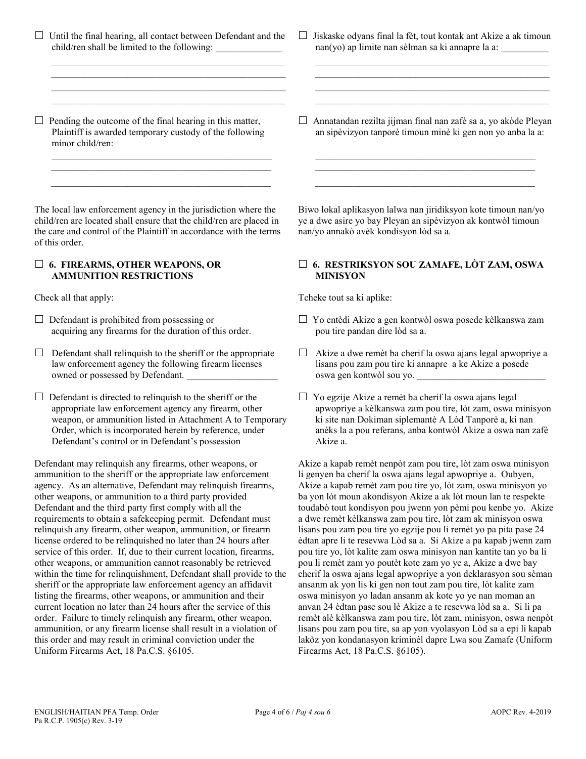☐ Until the final hearing, all contact between Defendant and the child/ren shall be limited to the following: ______________

____________________________________________________
____________________________________________________
____________________________________________________
____________________________________________________

☐ Jiskaske odyans final la fèt, tout kontak ant Akize a ak timoun nan(yo) ap limite nan sèlman sa ki annapre la a: __________

____________________________________________________
____________________________________________________
____________________________________________________
____________________________________________________

☐ Pending the outcome of the final hearing in this matter, Plaintiff is awarded temporary custody of the following minor child/ren:

________________________________________________
________________________________________________
________________________________________________

☐ Annatandan rezilta jijman final nan zafè sa a, yo akòde Pleyan an sipèvizyon tanporè timoun minè ki gen non yo anba la a:

________________________________________________
________________________________________________
________________________________________________

The local law enforcement agency in the jurisdiction where the child/ren are located shall ensure that the child/ren are placed in the care and control of the Plaintiff in accordance with the terms of this order.

Biwo lokal aplikasyon lalwa nan jiridiksyon kote timoun nan/yo ye a dwe asire yo bay Pleyan an sipèvizyon ak kontwòl timoun nan/yo annakò avèk kondisyon lòd sa a.

### ☐ 6. FIREARMS, OTHER WEAPONS, OR AMMUNITION RESTRICTIONS

### ☐ 6. RESTRIKSYON SOU ZAMAFE, LÒT ZAM, OSWA MINISYON

Check all that apply:

Tcheke tout sa ki aplike:

☐ Defendant is prohibited from possessing or acquiring any firearms for the duration of this order.

☐ Yo entèdi Akize a gen kontwòl oswa posede kèlkanswa zam pou tire pandan dire lòd sa a.

☐ Defendant shall relinquish to the sheriff or the appropriate law enforcement agency the following firearm licenses owned or possessed by Defendant. ___________________

☐ Akize a dwe remèt ba cherif la oswa ajans legal apwopriye a lisans pou zam pou tire ki annapre a ke Akize a posede oswa gen kontwòl sou yo. ___________________________

☐ Defendant is directed to relinquish to the sheriff or the appropriate law enforcement agency any firearm, other weapon, or ammunition listed in Attachment A to Temporary Order, which is incorporated herein by reference, under Defendant's control or in Defendant's possession

☐ Yo egzije Akize a remèt ba cherif la oswa ajans legal apwopriye a kèlkanswa zam pou tire, lòt zam, oswa minisyon ki site nan Dokiman siplemantè A Lòd Tanporè a, ki nan anèks la a pou referans, anba kontwòl Akize a oswa nan zafè Akize a.

Defendant may relinquish any firearms, other weapons, or ammunition to the sheriff or the appropriate law enforcement agency. As an alternative, Defendant may relinquish firearms, other weapons, or ammunition to a third party provided Defendant and the third party first comply with all the requirements to obtain a safekeeping permit. Defendant must relinquish any firearm, other weapon, ammunition, or firearm license ordered to be relinquished no later than 24 hours after service of this order. If, due to their current location, firearms, other weapons, or ammunition cannot reasonably be retrieved within the time for relinquishment, Defendant shall provide to the sheriff or the appropriate law enforcement agency an affidavit listing the firearms, other weapons, or ammunition and their current location no later than 24 hours after the service of this order. Failure to timely relinquish any firearm, other weapon, ammunition, or any firearm license shall result in a violation of this order and may result in criminal conviction under the Uniform Firearms Act, 18 Pa.C.S. §6105.

Akize a kapab remèt nenpòt zam pou tire, lòt zam oswa minisyon li genyen ba cherif la oswa ajans legal apwopriye a. Oubyen, Akize a kapab remèt zam pou tire yo, lòt zam, oswa minisyon yo ba yon lòt moun akondisyon Akize a ak lòt moun lan te respekte toudabò tout kondisyon pou jwenn yon pèmi pou kenbe yo. Akize a dwe remèt kèlkanswa zam pou tire, lòt zam ak minisyon oswa lisans pou zam pou tire yo egzije pou li remèt yo pa pita pase 24 èdtan apre li te resevwa Lòd sa a. Si Akize a pa kapab jwenn zam pou tire yo, lòt kalite zam oswa minisyon nan kantite tan yo ba li pou li remèt zam yo poutèt kote zam yo ye a, Akize a dwe bay cherif la oswa ajans legal apwopriye a yon deklarasyon sou sèman ansanm ak yon lis ki gen non tout zam pou tire, lòt kalite zam oswa minisyon yo ladan ansanm ak kote yo ye nan moman an anvan 24 èdtan pase sou lè Akize a te resevwa lòd sa a. Si li pa remèt alè kèlkanswa zam pou tire, lòt zam, minisyon, oswa nenpòt lisans pou zam pou tire, sa ap yon vyolasyon Lòd sa a epi li kapab lakòz yon kondanasyon kriminèl dapre Lwa sou Zamafe (Uniform Firearms Act, 18 Pa.C.S. §6105).

ENGLISH/HAITIAN PFA Temp. Order
Pa R.C.P. 1905(c) Rev. 3-19

AOPC Rev. 4-2019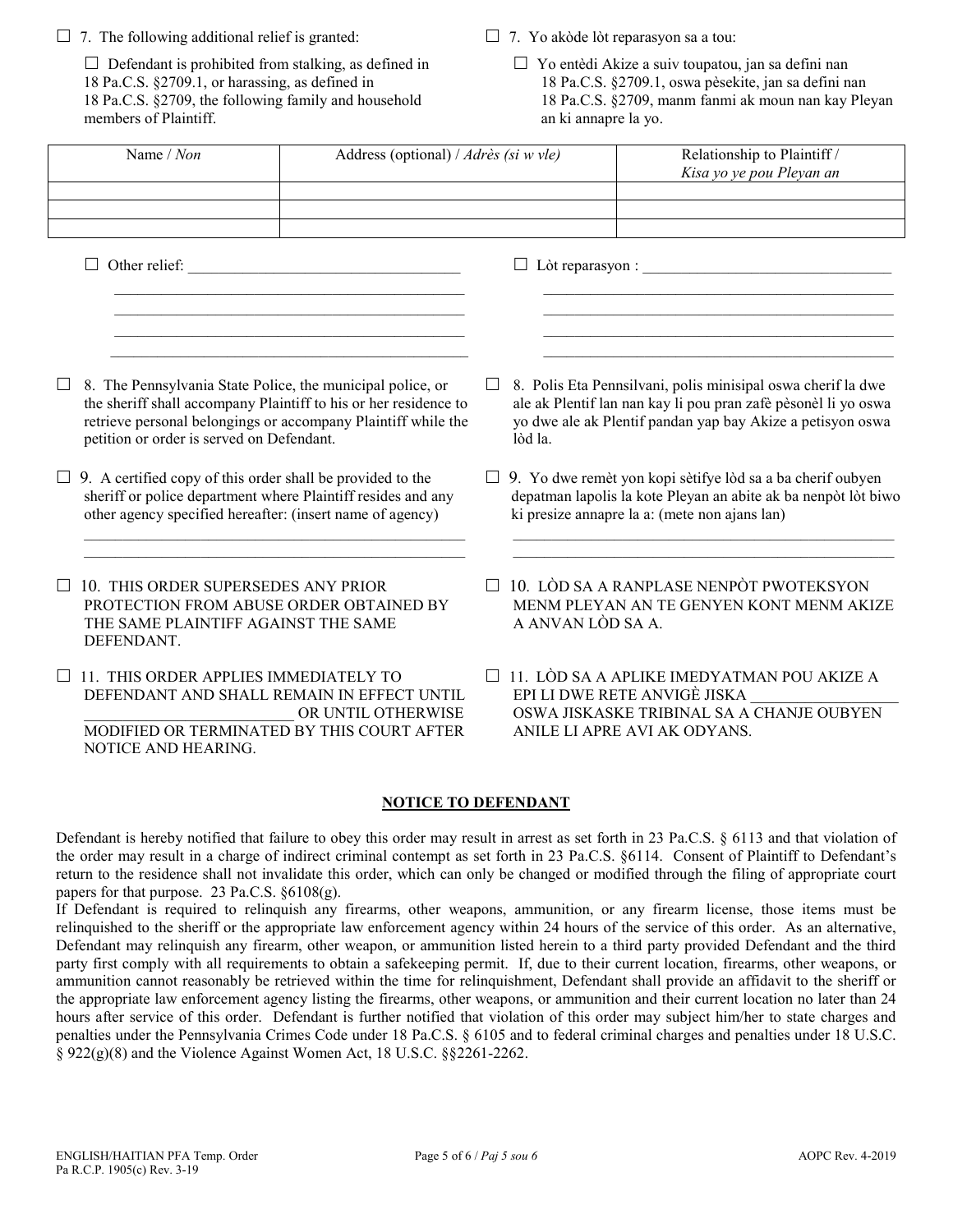☐ 7. The following additional relief is granted:

☐ Defendant is prohibited from stalking, as defined in 18 Pa.C.S. §2709.1, or harassing, as defined in 18 Pa.C.S. §2709, the following family and household members of Plaintiff.

☐ 7. Yo akòde lòt reparasyon sa a tou:

☐ Yo entèdi Akize a suiv toupatou, jan sa defini nan 18 Pa.C.S. §2709.1, oswa pèsekite, jan sa defini nan 18 Pa.C.S. §2709, manm fanmi ak moun nan kay Pleyan an ki annapre la yo.

| Name / *Non* | Address (optional) / *Adrès (si w vle)* | Relationship to Plaintiff / *Kisa yo ye pou Pleyan an* |
|---|---|---|
| | | |
| | | |
| | | |

☐ Other relief: ___________________________________

_______________________________________________

_______________________________________________

_______________________________________________

_______________________________________________

☐ Lòt reparasyon : ________________________________

_______________________________________________

_______________________________________________

_______________________________________________

_______________________________________________

☐ 8. The Pennsylvania State Police, the municipal police, or the sheriff shall accompany Plaintiff to his or her residence to retrieve personal belongings or accompany Plaintiff while the petition or order is served on Defendant.

☐ 8. Polis Eta Pennsilvani, polis minisipal oswa cherif la dwe ale ak Plentif lan nan kay li pou pran zafè pèsonèl li yo oswa yo dwe ale ak Plentif pandan yap bay Akize a petisyon oswa lòd la.

☐ 9. A certified copy of this order shall be provided to the sheriff or police department where Plaintiff resides and any other agency specified hereafter: (insert name of agency)

_______________________________________________

_______________________________________________

☐ 9. Yo dwe remèt yon kopi sètifye lòd sa a ba cherif oubyen depatman lapolis la kote Pleyan an abite ak ba nenpòt lòt biwo ki presize annapre la a: (mete non ajans lan)

_______________________________________________

_______________________________________________

☐ 10. THIS ORDER SUPERSEDES ANY PRIOR PROTECTION FROM ABUSE ORDER OBTAINED BY THE SAME PLAINTIFF AGAINST THE SAME DEFENDANT.

☐ 10. LÒD SA A RANPLASE NENPÒT PWOTEKSYON MENM PLEYAN AN TE GENYEN KONT MENM AKIZE A ANVAN LÒD SA A.

☐ 11. THIS ORDER APPLIES IMMEDIATELY TO DEFENDANT AND SHALL REMAIN IN EFFECT UNTIL __________________________ OR UNTIL OTHERWISE MODIFIED OR TERMINATED BY THIS COURT AFTER NOTICE AND HEARING.

☐ 11. LÒD SA A APLIKE IMEDYATMAN POU AKIZE A EPI LI DWE RETE ANVIGÈ JISKA __________________ OSWA JISKASKE TRIBINAL SA A CHANJE OUBYEN ANILE LI APRE AVI AK ODYANS.

## NOTICE TO DEFENDANT

Defendant is hereby notified that failure to obey this order may result in arrest as set forth in 23 Pa.C.S. § 6113 and that violation of the order may result in a charge of indirect criminal contempt as set forth in 23 Pa.C.S. §6114. Consent of Plaintiff to Defendant's return to the residence shall not invalidate this order, which can only be changed or modified through the filing of appropriate court papers for that purpose. 23 Pa.C.S. §6108(g).

If Defendant is required to relinquish any firearms, other weapons, ammunition, or any firearm license, those items must be relinquished to the sheriff or the appropriate law enforcement agency within 24 hours of the service of this order. As an alternative, Defendant may relinquish any firearm, other weapon, or ammunition listed herein to a third party provided Defendant and the third party first comply with all requirements to obtain a safekeeping permit. If, due to their current location, firearms, other weapons, or ammunition cannot reasonably be retrieved within the time for relinquishment, Defendant shall provide an affidavit to the sheriff or the appropriate law enforcement agency listing the firearms, other weapons, or ammunition and their current location no later than 24 hours after service of this order. Defendant is further notified that violation of this order may subject him/her to state charges and penalties under the Pennsylvania Crimes Code under 18 Pa.C.S. § 6105 and to federal criminal charges and penalties under 18 U.S.C. § 922(g)(8) and the Violence Against Women Act, 18 U.S.C. §§2261-2262.

ENGLISH/HAITIAN PFA Temp. Order
Pa R.C.P. 1905(c) Rev. 3-19

AOPC Rev. 4-2019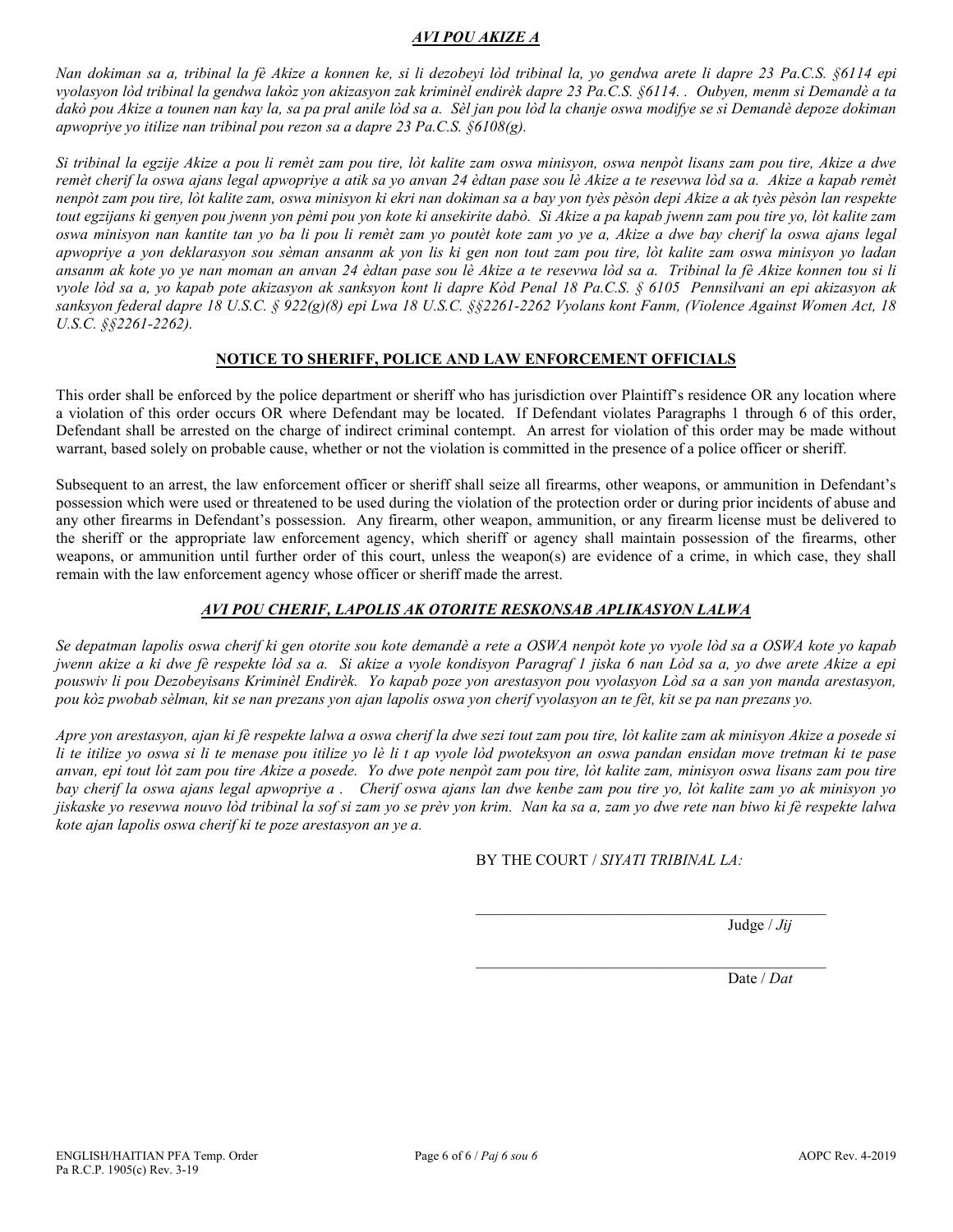## *AVI POU AKIZE A*

*Nan dokiman sa a, tribinal la fè Akize a konnen ke, si li dezobeyi lòd tribinal la, yo gendwa arete li dapre 23 Pa.C.S. §6114 epi vyolasyon lòd tribinal la gendwa lakòz yon akizasyon zak kriminèl endirèk dapre 23 Pa.C.S. §6114. . Oubyen, menm si Demandè a ta dakò pou Akize a tounen nan kay la, sa pa pral anile lòd sa a. Sèl jan pou lòd la chanje oswa modifye se si Demandè depoze dokiman apwopriye yo itilize nan tribinal pou rezon sa a dapre 23 Pa.C.S. §6108(g).*

*Si tribinal la egzije Akize a pou li remèt zam pou tire, lòt kalite zam oswa minisyon, oswa nenpòt lisans zam pou tire, Akize a dwe remèt cherif la oswa ajans legal apwopriye a atik sa yo anvan 24 èdtan pase sou lè Akize a te resevwa lòd sa a. Akize a kapab remèt nenpòt zam pou tire, lòt kalite zam, oswa minisyon ki ekri nan dokiman sa a bay yon tyès pèsòn depi Akize a ak tyès pèsòn lan respekte tout egzijans ki genyen pou jwenn yon pèmi pou yon kote ki ansekirite dabò. Si Akize a pa kapab jwenn zam pou tire yo, lòt kalite zam oswa minisyon nan kantite tan yo ba li pou li remèt zam yo poutèt kote zam yo ye a, Akize a dwe bay cherif la oswa ajans legal apwopriye a yon deklarasyon sou sèman ansanm ak yon lis ki gen non tout zam pou tire, lòt kalite zam oswa minisyon yo ladan ansanm ak kote yo ye nan moman an anvan 24 èdtan pase sou lè Akize a te resevwa lòd sa a. Tribinal la fè Akize konnen tou si li vyole lòd sa a, yo kapab pote akizasyon ak sanksyon kont li dapre Kòd Penal 18 Pa.C.S. § 6105 Pennsilvani an epi akizasyon ak sanksyon federal dapre 18 U.S.C. § 922(g)(8) epi Lwa 18 U.S.C. §§2261-2262 Vyolans kont Fanm, (Violence Against Women Act, 18 U.S.C. §§2261-2262).*

## NOTICE TO SHERIFF, POLICE AND LAW ENFORCEMENT OFFICIALS

This order shall be enforced by the police department or sheriff who has jurisdiction over Plaintiff's residence OR any location where a violation of this order occurs OR where Defendant may be located. If Defendant violates Paragraphs 1 through 6 of this order, Defendant shall be arrested on the charge of indirect criminal contempt. An arrest for violation of this order may be made without warrant, based solely on probable cause, whether or not the violation is committed in the presence of a police officer or sheriff.

Subsequent to an arrest, the law enforcement officer or sheriff shall seize all firearms, other weapons, or ammunition in Defendant's possession which were used or threatened to be used during the violation of the protection order or during prior incidents of abuse and any other firearms in Defendant's possession. Any firearm, other weapon, ammunition, or any firearm license must be delivered to the sheriff or the appropriate law enforcement agency, which sheriff or agency shall maintain possession of the firearms, other weapons, or ammunition until further order of this court, unless the weapon(s) are evidence of a crime, in which case, they shall remain with the law enforcement agency whose officer or sheriff made the arrest.

## *AVI POU CHERIF, LAPOLIS AK OTORITE RESKONSAB APLIKASYON LALWA*

*Se depatman lapolis oswa cherif ki gen otorite sou kote demandè a rete a OSWA nenpòt kote yo vyole lòd sa a OSWA kote yo kapab jwenn akize a ki dwe fè respekte lòd sa a. Si akize a vyole kondisyon Paragraf 1 jiska 6 nan Lòd sa a, yo dwe arete Akize a epi pouswiv li pou Dezobeyisans Kriminèl Endirèk. Yo kapab poze yon arestasyon pou vyolasyon Lòd sa a san yon manda arestasyon, pou kòz pwobab sèlman, kit se nan prezans yon ajan lapolis oswa yon cherif vyolasyon an te fèt, kit se pa nan prezans yo.*

*Apre yon arestasyon, ajan ki fè respekte lalwa a oswa cherif la dwe sezi tout zam pou tire, lòt kalite zam ak minisyon Akize a posede si li te itilize yo oswa si li te menase pou itilize yo lè li t ap vyole lòd pwoteksyon an oswa pandan ensidan move tretman ki te pase anvan, epi tout lòt zam pou tire Akize a posede. Yo dwe pote nenpòt zam pou tire, lòt kalite zam, minisyon oswa lisans zam pou tire bay cherif la oswa ajans legal apwopriye a . Cherif oswa ajans lan dwe kenbe zam pou tire yo, lòt kalite zam yo ak minisyon yo jiskaske yo resevwa nouvo lòd tribinal la sof si zam yo se prèv yon krim. Nan ka sa a, zam yo dwe rete nan biwo ki fè respekte lalwa kote ajan lapolis oswa cherif ki te poze arestasyon an ye a.*

BY THE COURT / *SIYATI TRIBINAL LA:*

\_\_\_\_\_\_\_\_\_\_\_\_\_\_\_\_\_\_\_\_\_\_\_\_\_\_\_\_\_\_\_\_\_\_\_\_\_\_\_\_\_\_\_\_
Judge / *Jij*

\_\_\_\_\_\_\_\_\_\_\_\_\_\_\_\_\_\_\_\_\_\_\_\_\_\_\_\_\_\_\_\_\_\_\_\_\_\_\_\_\_\_\_\_
Date / *Dat*